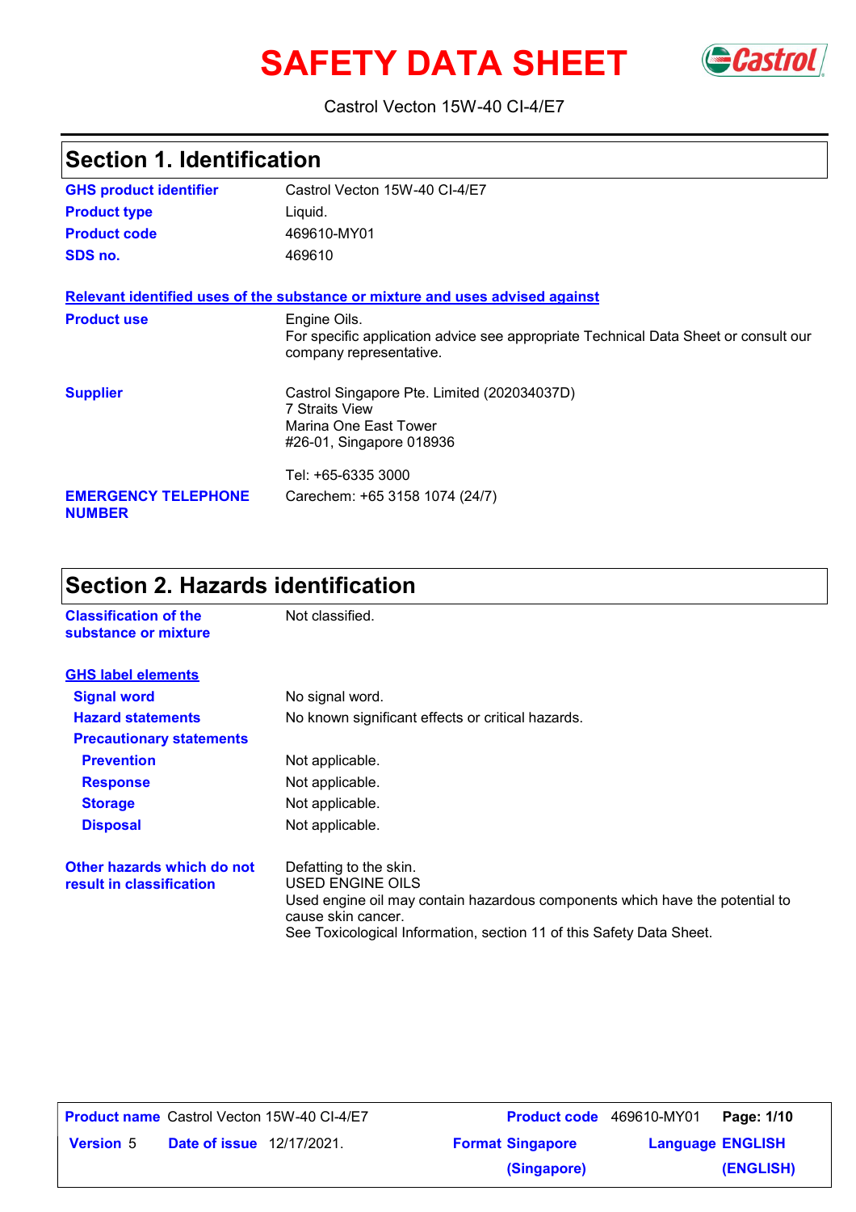# SAFETY DATA SHEET

Castrol Vecton 15W-40 CI-4/E7

## Section 1. Identification

| | |
|---|---|
| **GHS product identifier** | Castrol Vecton 15W-40 CI-4/E7 |
| **Product type** | Liquid. |
| **Product code** | 469610-MY01 |
| **SDS no.** | 469610 |

**Relevant identified uses of the substance or mixture and uses advised against**

| | |
|---|---|
| **Product use** | Engine Oils.<br>For specific application advice see appropriate Technical Data Sheet or consult our company representative. |
| **Supplier** | Castrol Singapore Pte. Limited (202034037D)<br>7 Straits View<br>Marina One East Tower<br>#26-01, Singapore 018936<br><br>Tel: +65-6335 3000 |
| **EMERGENCY TELEPHONE NUMBER** | Carechem: +65 3158 1074 (24/7) |

## Section 2. Hazards identification

| | |
|---|---|
| **Classification of the substance or mixture** | Not classified. |

**GHS label elements**

| | |
|---|---|
| **Signal word** | No signal word. |
| **Hazard statements** | No known significant effects or critical hazards. |
| **Precautionary statements** | |
| **Prevention** | Not applicable. |
| **Response** | Not applicable. |
| **Storage** | Not applicable. |
| **Disposal** | Not applicable. |
| **Other hazards which do not result in classification** | Defatting to the skin.<br>USED ENGINE OILS<br>Used engine oil may contain hazardous components which have the potential to cause skin cancer.<br>See Toxicological Information, section 11 of this Safety Data Sheet. |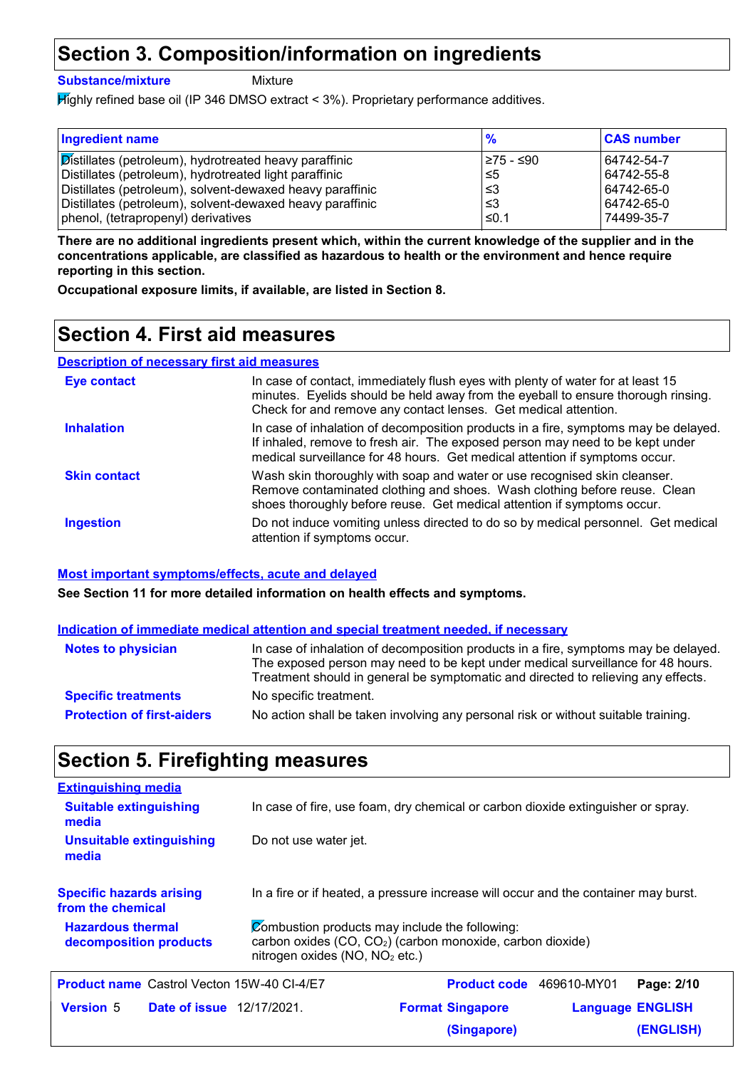# Section 3. Composition/information on ingredients

**Substance/mixture** Mixture

Highly refined base oil (IP 346 DMSO extract < 3%). Proprietary performance additives.

| Ingredient name | % | CAS number |
|---|---|---|
| Distillates (petroleum), hydrotreated heavy paraffinic | ≥75 - ≤90 | 64742-54-7 |
| Distillates (petroleum), hydrotreated light paraffinic | ≤5 | 64742-55-8 |
| Distillates (petroleum), solvent-dewaxed heavy paraffinic | ≤3 | 64742-65-0 |
| Distillates (petroleum), solvent-dewaxed heavy paraffinic | ≤3 | 64742-65-0 |
| phenol, (tetrapropenyl) derivatives | ≤0.1 | 74499-35-7 |

**There are no additional ingredients present which, within the current knowledge of the supplier and in the concentrations applicable, are classified as hazardous to health or the environment and hence require reporting in this section.**

**Occupational exposure limits, if available, are listed in Section 8.**

# Section 4. First aid measures

## Description of necessary first aid measures

**Eye contact** In case of contact, immediately flush eyes with plenty of water for at least 15 minutes. Eyelids should be held away from the eyeball to ensure thorough rinsing. Check for and remove any contact lenses. Get medical attention.

**Inhalation** In case of inhalation of decomposition products in a fire, symptoms may be delayed. If inhaled, remove to fresh air. The exposed person may need to be kept under medical surveillance for 48 hours. Get medical attention if symptoms occur.

**Skin contact** Wash skin thoroughly with soap and water or use recognised skin cleanser. Remove contaminated clothing and shoes. Wash clothing before reuse. Clean shoes thoroughly before reuse. Get medical attention if symptoms occur.

**Ingestion** Do not induce vomiting unless directed to do so by medical personnel. Get medical attention if symptoms occur.

## Most important symptoms/effects, acute and delayed

**See Section 11 for more detailed information on health effects and symptoms.**

## Indication of immediate medical attention and special treatment needed, if necessary

**Notes to physician** In case of inhalation of decomposition products in a fire, symptoms may be delayed. The exposed person may need to be kept under medical surveillance for 48 hours. Treatment should in general be symptomatic and directed to relieving any effects.

**Specific treatments** No specific treatment.

**Protection of first-aiders** No action shall be taken involving any personal risk or without suitable training.

# Section 5. Firefighting measures

## Extinguishing media

**Suitable extinguishing media** In case of fire, use foam, dry chemical or carbon dioxide extinguisher or spray.

**Unsuitable extinguishing media** Do not use water jet.

**Specific hazards arising from the chemical** In a fire or if heated, a pressure increase will occur and the container may burst.

**Hazardous thermal decomposition products** Combustion products may include the following:
carbon oxides (CO, $CO_2$) (carbon monoxide, carbon dioxide)
nitrogen oxides (NO, $NO_2$ etc.)

| **Product name** Castrol Vecton 15W-40 CI-4/E7 | **Product code** 469610-MY01 |
|---|---|
| **Version** 5 **Date of issue** 12/17/2021. | **Format** Singapore (Singapore) **Language** ENGLISH (ENGLISH) |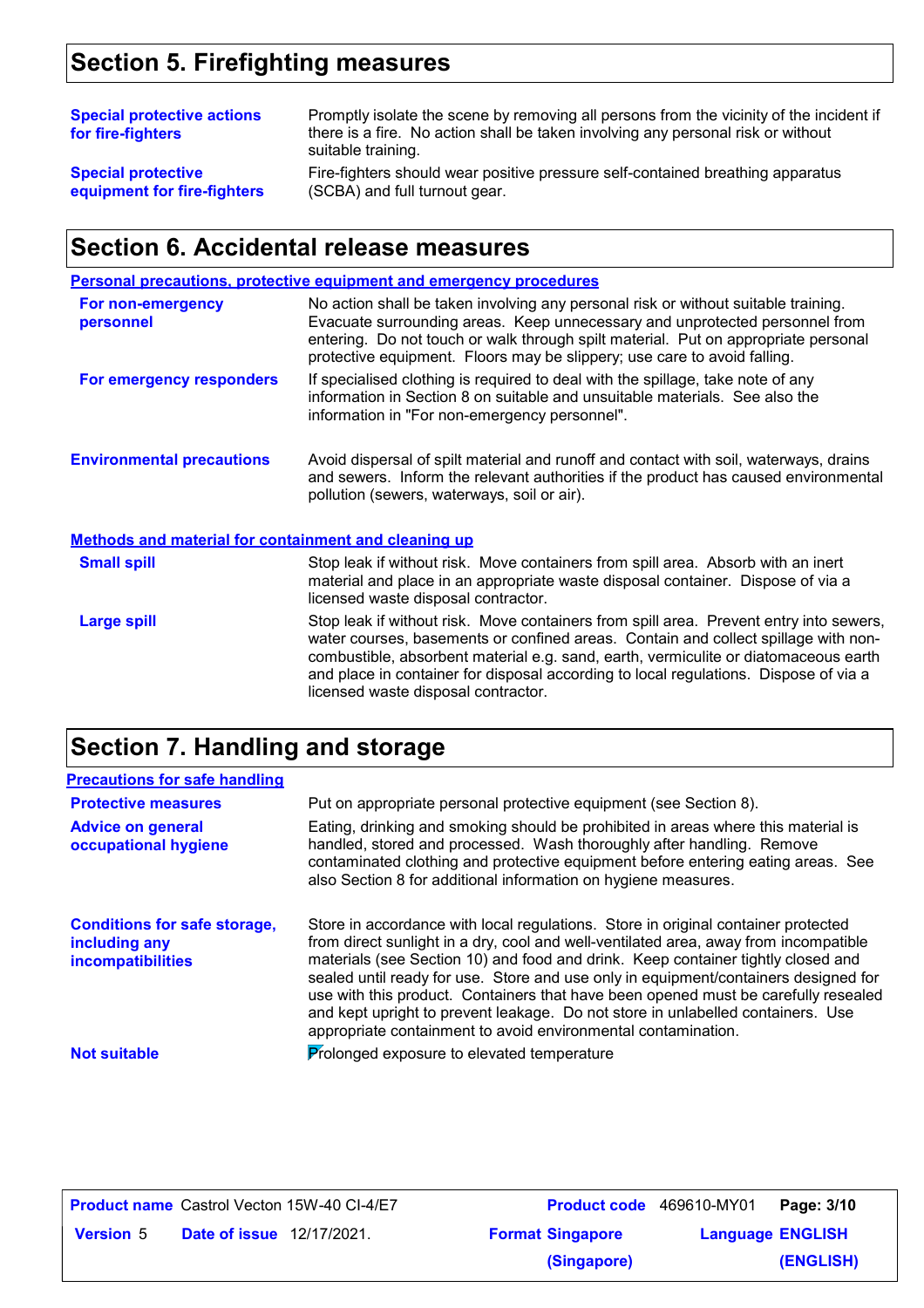## Section 5. Firefighting measures

**Special protective actions for fire-fighters**
Promptly isolate the scene by removing all persons from the vicinity of the incident if there is a fire. No action shall be taken involving any personal risk or without suitable training.

**Special protective equipment for fire-fighters**
Fire-fighters should wear positive pressure self-contained breathing apparatus (SCBA) and full turnout gear.

## Section 6. Accidental release measures

### Personal precautions, protective equipment and emergency procedures

**For non-emergency personnel**
No action shall be taken involving any personal risk or without suitable training. Evacuate surrounding areas. Keep unnecessary and unprotected personnel from entering. Do not touch or walk through spilt material. Put on appropriate personal protective equipment. Floors may be slippery; use care to avoid falling.

**For emergency responders**
If specialised clothing is required to deal with the spillage, take note of any information in Section 8 on suitable and unsuitable materials. See also the information in "For non-emergency personnel".

**Environmental precautions**
Avoid dispersal of spilt material and runoff and contact with soil, waterways, drains and sewers. Inform the relevant authorities if the product has caused environmental pollution (sewers, waterways, soil or air).

### Methods and material for containment and cleaning up

**Small spill**
Stop leak if without risk. Move containers from spill area. Absorb with an inert material and place in an appropriate waste disposal container. Dispose of via a licensed waste disposal contractor.

**Large spill**
Stop leak if without risk. Move containers from spill area. Prevent entry into sewers, water courses, basements or confined areas. Contain and collect spillage with non-combustible, absorbent material e.g. sand, earth, vermiculite or diatomaceous earth and place in container for disposal according to local regulations. Dispose of via a licensed waste disposal contractor.

## Section 7. Handling and storage

### Precautions for safe handling

**Protective measures**
Put on appropriate personal protective equipment (see Section 8).

**Advice on general occupational hygiene**
Eating, drinking and smoking should be prohibited in areas where this material is handled, stored and processed. Wash thoroughly after handling. Remove contaminated clothing and protective equipment before entering eating areas. See also Section 8 for additional information on hygiene measures.

**Conditions for safe storage, including any incompatibilities**
Store in accordance with local regulations. Store in original container protected from direct sunlight in a dry, cool and well-ventilated area, away from incompatible materials (see Section 10) and food and drink. Keep container tightly closed and sealed until ready for use. Store and use only in equipment/containers designed for use with this product. Containers that have been opened must be carefully resealed and kept upright to prevent leakage. Do not store in unlabelled containers. Use appropriate containment to avoid environmental contamination.

**Not suitable**
Prolonged exposure to elevated temperature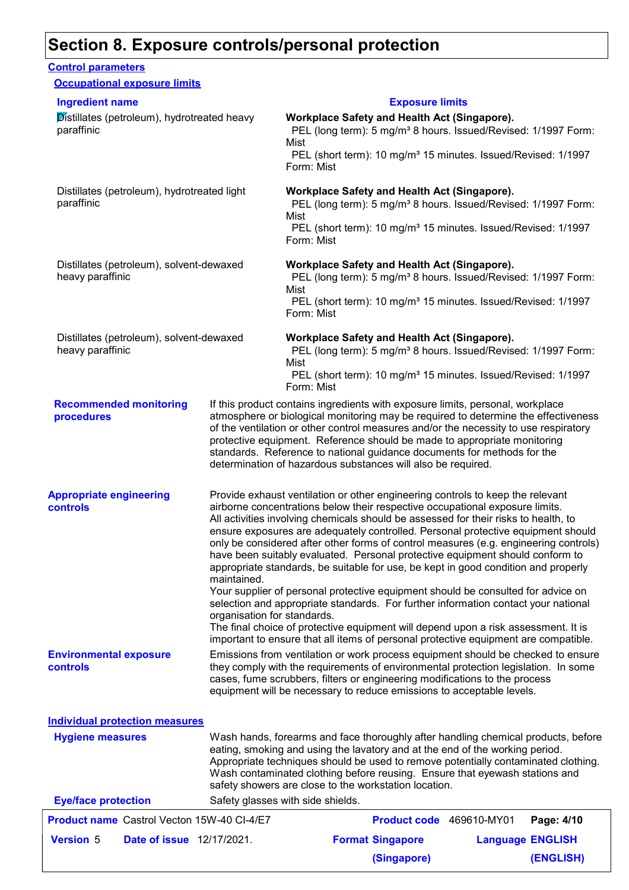# Section 8. Exposure controls/personal protection

## Control parameters

### Occupational exposure limits

| Ingredient name | Exposure limits |
| --- | --- |
| Distillates (petroleum), hydrotreated heavy paraffinic | **Workplace Safety and Health Act (Singapore).**<br>PEL (long term): 5 mg/m³ 8 hours. Issued/Revised: 1/1997 Form: Mist<br>PEL (short term): 10 mg/m³ 15 minutes. Issued/Revised: 1/1997 Form: Mist |
| Distillates (petroleum), hydrotreated light paraffinic | **Workplace Safety and Health Act (Singapore).**<br>PEL (long term): 5 mg/m³ 8 hours. Issued/Revised: 1/1997 Form: Mist<br>PEL (short term): 10 mg/m³ 15 minutes. Issued/Revised: 1/1997 Form: Mist |
| Distillates (petroleum), solvent-dewaxed heavy paraffinic | **Workplace Safety and Health Act (Singapore).**<br>PEL (long term): 5 mg/m³ 8 hours. Issued/Revised: 1/1997 Form: Mist<br>PEL (short term): 10 mg/m³ 15 minutes. Issued/Revised: 1/1997 Form: Mist |
| Distillates (petroleum), solvent-dewaxed heavy paraffinic | **Workplace Safety and Health Act (Singapore).**<br>PEL (long term): 5 mg/m³ 8 hours. Issued/Revised: 1/1997 Form: Mist<br>PEL (short term): 10 mg/m³ 15 minutes. Issued/Revised: 1/1997 Form: Mist |

**Recommended monitoring procedures**

If this product contains ingredients with exposure limits, personal, workplace atmosphere or biological monitoring may be required to determine the effectiveness of the ventilation or other control measures and/or the necessity to use respiratory protective equipment. Reference should be made to appropriate monitoring standards. Reference to national guidance documents for methods for the determination of hazardous substances will also be required.

**Appropriate engineering controls**

Provide exhaust ventilation or other engineering controls to keep the relevant airborne concentrations below their respective occupational exposure limits.
All activities involving chemicals should be assessed for their risks to health, to ensure exposures are adequately controlled. Personal protective equipment should only be considered after other forms of control measures (e.g. engineering controls) have been suitably evaluated. Personal protective equipment should conform to appropriate standards, be suitable for use, be kept in good condition and properly maintained.
Your supplier of personal protective equipment should be consulted for advice on selection and appropriate standards. For further information contact your national organisation for standards.
The final choice of protective equipment will depend upon a risk assessment. It is important to ensure that all items of personal protective equipment are compatible.

**Environmental exposure controls**

Emissions from ventilation or work process equipment should be checked to ensure they comply with the requirements of environmental protection legislation. In some cases, fume scrubbers, filters or engineering modifications to the process equipment will be necessary to reduce emissions to acceptable levels.

## Individual protection measures

**Hygiene measures**

Wash hands, forearms and face thoroughly after handling chemical products, before eating, smoking and using the lavatory and at the end of the working period. Appropriate techniques should be used to remove potentially contaminated clothing. Wash contaminated clothing before reusing. Ensure that eyewash stations and safety showers are close to the workstation location.

**Eye/face protection**

Safety glasses with side shields.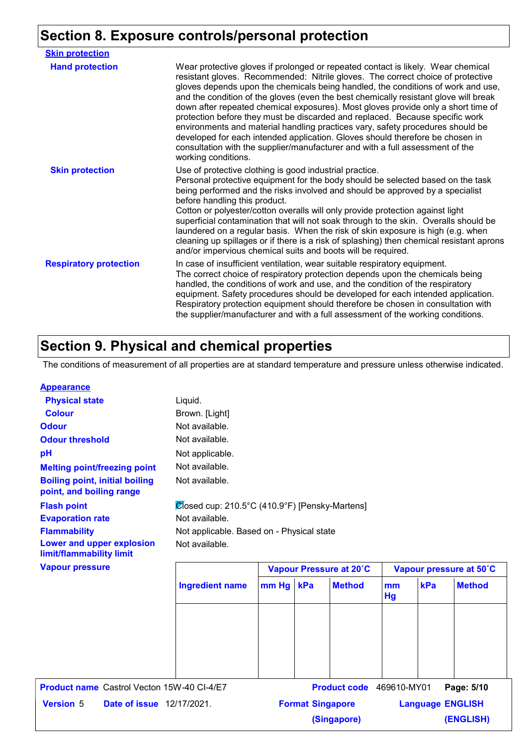## Section 8. Exposure controls/personal protection

**Skin protection**

**Hand protection**

Wear protective gloves if prolonged or repeated contact is likely. Wear chemical resistant gloves. Recommended: Nitrile gloves. The correct choice of protective gloves depends upon the chemicals being handled, the conditions of work and use, and the condition of the gloves (even the best chemically resistant glove will break down after repeated chemical exposures). Most gloves provide only a short time of protection before they must be discarded and replaced. Because specific work environments and material handling practices vary, safety procedures should be developed for each intended application. Gloves should therefore be chosen in consultation with the supplier/manufacturer and with a full assessment of the working conditions.

**Skin protection**

Use of protective clothing is good industrial practice.
Personal protective equipment for the body should be selected based on the task being performed and the risks involved and should be approved by a specialist before handling this product.
Cotton or polyester/cotton overalls will only provide protection against light superficial contamination that will not soak through to the skin. Overalls should be laundered on a regular basis. When the risk of skin exposure is high (e.g. when cleaning up spillages or if there is a risk of splashing) then chemical resistant aprons and/or impervious chemical suits and boots will be required.

**Respiratory protection**

In case of insufficient ventilation, wear suitable respiratory equipment.
The correct choice of respiratory protection depends upon the chemicals being handled, the conditions of work and use, and the condition of the respiratory equipment. Safety procedures should be developed for each intended application. Respiratory protection equipment should therefore be chosen in consultation with the supplier/manufacturer and with a full assessment of the working conditions.

## Section 9. Physical and chemical properties

The conditions of measurement of all properties are at standard temperature and pressure unless otherwise indicated.

**Appearance**

| | |
|---|---|
| **Physical state** | Liquid. |
| **Colour** | Brown. [Light] |
| **Odour** | Not available. |
| **Odour threshold** | Not available. |
| **pH** | Not applicable. |
| **Melting point/freezing point** | Not available. |
| **Boiling point, initial boiling point, and boiling range** | Not available. |
| **Flash point** | Closed cup: 210.5°C (410.9°F) [Pensky-Martens] |
| **Evaporation rate** | Not available. |
| **Flammability** | Not applicable. Based on - Physical state |
| **Lower and upper explosion limit/flammability limit** | Not available. |

**Vapour pressure**

| Ingredient name | Vapour Pressure at 20˚C | | | Vapour pressure at 50˚C | | |
|---|---|---|---|---|---|---|
| | mm Hg | kPa | Method | mm Hg | kPa | Method |
| | | | | | | |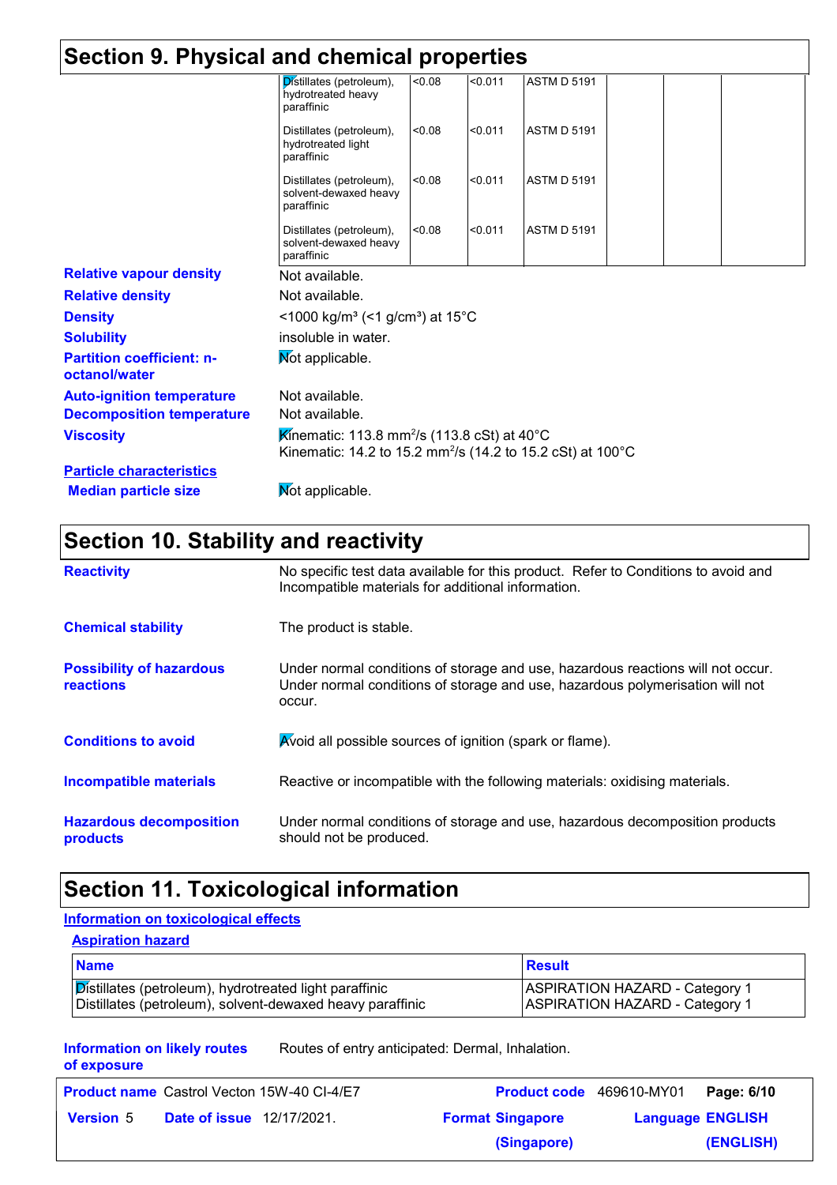# Section 9. Physical and chemical properties

| | | | | | | |
|---|---|---|---|---|---|---|
| Distillates (petroleum), hydrotreated heavy paraffinic | <0.08 | <0.011 | ASTM D 5191 | | | |
| Distillates (petroleum), hydrotreated light paraffinic | <0.08 | <0.011 | ASTM D 5191 | | | |
| Distillates (petroleum), solvent-dewaxed heavy paraffinic | <0.08 | <0.011 | ASTM D 5191 | | | |
| Distillates (petroleum), solvent-dewaxed heavy paraffinic | <0.08 | <0.011 | ASTM D 5191 | | | |

**Relative vapour density** Not available.

**Relative density** Not available.

**Density** <1000 kg/m³ (<1 g/cm³) at 15°C

**Solubility** insoluble in water.

**Partition coefficient: n-octanol/water** Not applicable.

**Auto-ignition temperature** Not available.

**Decomposition temperature** Not available.

**Viscosity** Kinematic: 113.8 $mm^2/s$ (113.8 cSt) at 40°C
Kinematic: 14.2 to 15.2 $mm^2/s$ (14.2 to 15.2 cSt) at 100°C

**Particle characteristics**

**Median particle size** Not applicable.

# Section 10. Stability and reactivity

**Reactivity** No specific test data available for this product. Refer to Conditions to avoid and Incompatible materials for additional information.

**Chemical stability** The product is stable.

**Possibility of hazardous reactions** Under normal conditions of storage and use, hazardous reactions will not occur. Under normal conditions of storage and use, hazardous polymerisation will not occur.

**Conditions to avoid** Avoid all possible sources of ignition (spark or flame).

**Incompatible materials** Reactive or incompatible with the following materials: oxidising materials.

**Hazardous decomposition products** Under normal conditions of storage and use, hazardous decomposition products should not be produced.

# Section 11. Toxicological information

**Information on toxicological effects**

**Aspiration hazard**

| Name | Result |
|---|---|
| Distillates (petroleum), hydrotreated light paraffinic | ASPIRATION HAZARD - Category 1 |
| Distillates (petroleum), solvent-dewaxed heavy paraffinic | ASPIRATION HAZARD - Category 1 |

**Information on likely routes of exposure** Routes of entry anticipated: Dermal, Inhalation.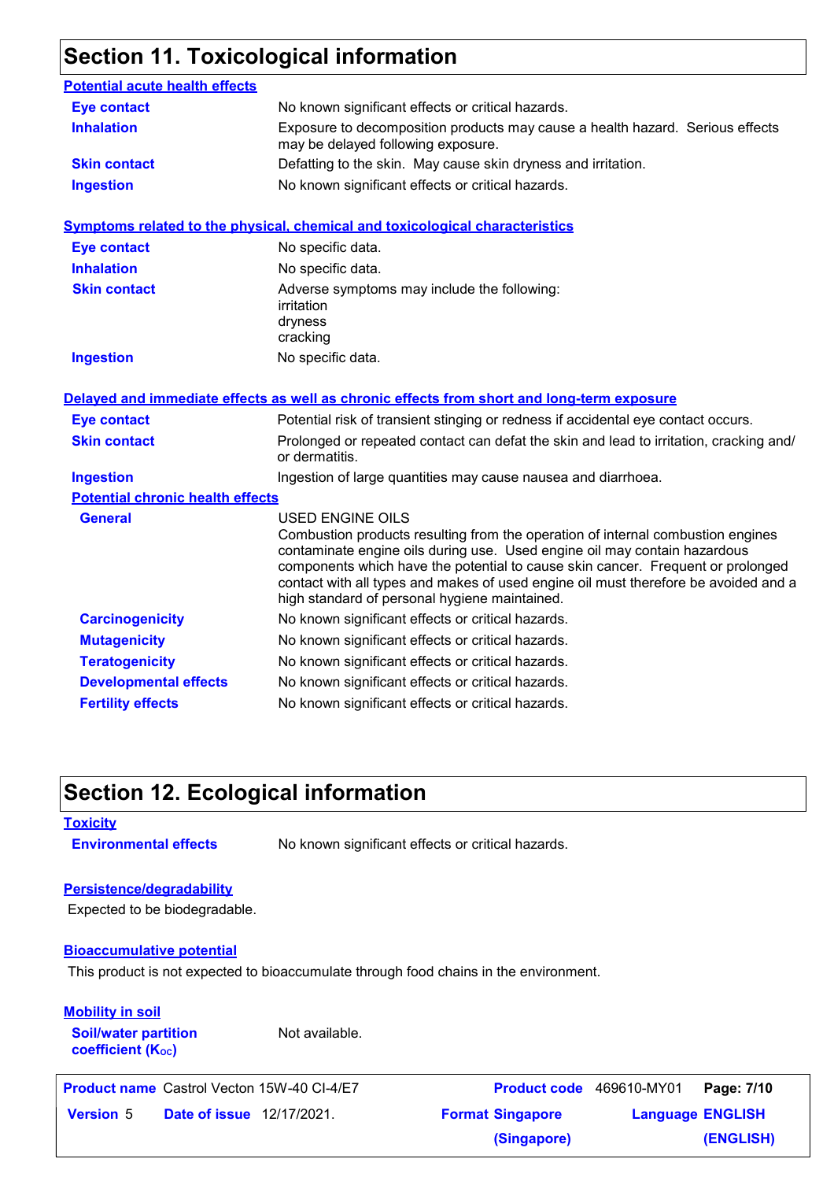## Section 11. Toxicological information

### Potential acute health effects

| | |
|---|---|
| **Eye contact** | No known significant effects or critical hazards. |
| **Inhalation** | Exposure to decomposition products may cause a health hazard. Serious effects may be delayed following exposure. |
| **Skin contact** | Defatting to the skin. May cause skin dryness and irritation. |
| **Ingestion** | No known significant effects or critical hazards. |

### Symptoms related to the physical, chemical and toxicological characteristics

| | |
|---|---|
| **Eye contact** | No specific data. |
| **Inhalation** | No specific data. |
| **Skin contact** | Adverse symptoms may include the following:<br>irritation<br>dryness<br>cracking |
| **Ingestion** | No specific data. |

### Delayed and immediate effects as well as chronic effects from short and long-term exposure

| | |
|---|---|
| **Eye contact** | Potential risk of transient stinging or redness if accidental eye contact occurs. |
| **Skin contact** | Prolonged or repeated contact can defat the skin and lead to irritation, cracking and/or dermatitis. |
| **Ingestion** | Ingestion of large quantities may cause nausea and diarrhoea. |

#### Potential chronic health effects

| | |
|---|---|
| **General** | USED ENGINE OILS<br>Combustion products resulting from the operation of internal combustion engines contaminate engine oils during use. Used engine oil may contain hazardous components which have the potential to cause skin cancer. Frequent or prolonged contact with all types and makes of used engine oil must therefore be avoided and a high standard of personal hygiene maintained. |
| **Carcinogenicity** | No known significant effects or critical hazards. |
| **Mutagenicity** | No known significant effects or critical hazards. |
| **Teratogenicity** | No known significant effects or critical hazards. |
| **Developmental effects** | No known significant effects or critical hazards. |
| **Fertility effects** | No known significant effects or critical hazards. |

## Section 12. Ecological information

### Toxicity

| | |
|---|---|
| **Environmental effects** | No known significant effects or critical hazards. |

### Persistence/degradability

Expected to be biodegradable.

### Bioaccumulative potential

This product is not expected to bioaccumulate through food chains in the environment.

### Mobility in soil

| | |
|---|---|
| **Soil/water partition coefficient ($K_{OC}$)** | Not available. |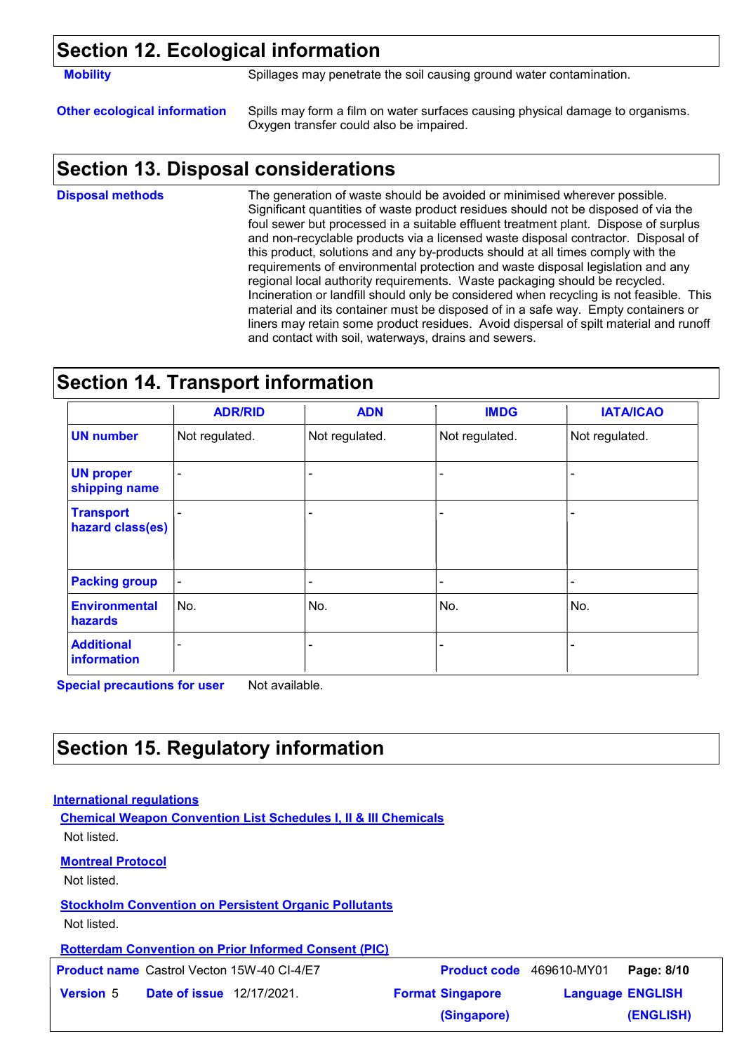## Section 12. Ecological information

**Mobility**

Spillages may penetrate the soil causing ground water contamination.

**Other ecological information**

Spills may form a film on water surfaces causing physical damage to organisms. Oxygen transfer could also be impaired.

## Section 13. Disposal considerations

**Disposal methods**

The generation of waste should be avoided or minimised wherever possible. Significant quantities of waste product residues should not be disposed of via the foul sewer but processed in a suitable effluent treatment plant. Dispose of surplus and non-recyclable products via a licensed waste disposal contractor. Disposal of this product, solutions and any by-products should at all times comply with the requirements of environmental protection and waste disposal legislation and any regional local authority requirements. Waste packaging should be recycled. Incineration or landfill should only be considered when recycling is not feasible. This material and its container must be disposed of in a safe way. Empty containers or liners may retain some product residues. Avoid dispersal of spilt material and runoff and contact with soil, waterways, drains and sewers.

## Section 14. Transport information

| | ADR/RID | ADN | IMDG | IATA/ICAO |
|---|---|---|---|---|
| **UN number** | Not regulated. | Not regulated. | Not regulated. | Not regulated. |
| **UN proper shipping name** | - | - | - | - |
| **Transport hazard class(es)** | - | - | - | - |
| **Packing group** | - | - | - | - |
| **Environmental hazards** | No. | No. | No. | No. |
| **Additional information** | - | - | - | - |

**Special precautions for user** Not available.

## Section 15. Regulatory information

**International regulations**

**Chemical Weapon Convention List Schedules I, II & III Chemicals**

Not listed.

**Montreal Protocol**

Not listed.

**Stockholm Convention on Persistent Organic Pollutants**

Not listed.

**Rotterdam Convention on Prior Informed Consent (PIC)**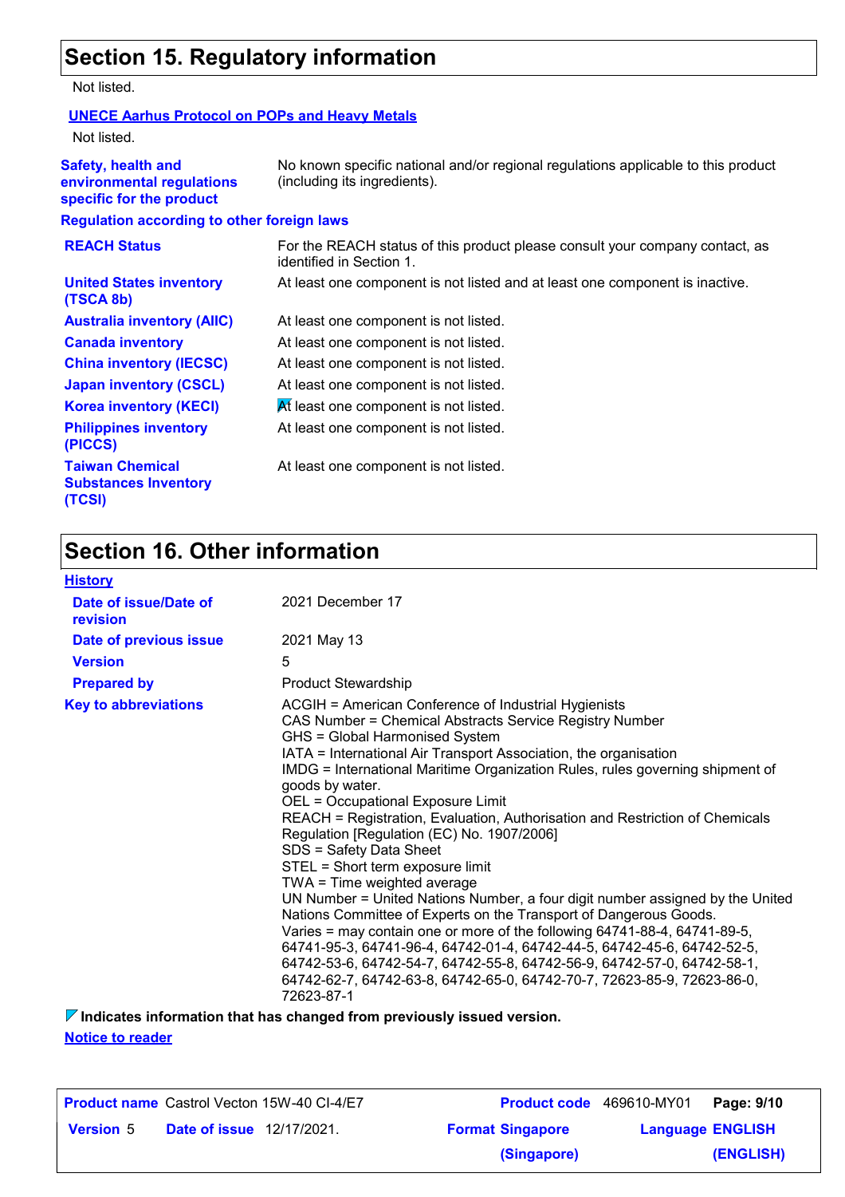Not listed.

**UNECE Aarhus Protocol on POPs and Heavy Metals**

Not listed.

**Safety, health and environmental regulations specific for the product**: No known specific national and/or regional regulations applicable to this product (including its ingredients).

**Regulation according to other foreign laws**

| | |
|---|---|
| **REACH Status** | For the REACH status of this product please consult your company contact, as identified in Section 1. |
| **United States inventory (TSCA 8b)** | At least one component is not listed and at least one component is inactive. |
| **Australia inventory (AIIC)** | At least one component is not listed. |
| **Canada inventory** | At least one component is not listed. |
| **China inventory (IECSC)** | At least one component is not listed. |
| **Japan inventory (CSCL)** | At least one component is not listed. |
| **Korea inventory (KECI)** | At least one component is not listed. |
| **Philippines inventory (PICCS)** | At least one component is not listed. |
| **Taiwan Chemical Substances Inventory (TCSI)** | At least one component is not listed. |

## Section 16. Other information

**History**

| | |
|---|---|
| **Date of issue/Date of revision** | 2021 December 17 |
| **Date of previous issue** | 2021 May 13 |
| **Version** | 5 |
| **Prepared by** | Product Stewardship |

**Key to abbreviations**

ACGIH = American Conference of Industrial Hygienists
CAS Number = Chemical Abstracts Service Registry Number
GHS = Global Harmonised System
IATA = International Air Transport Association, the organisation
IMDG = International Maritime Organization Rules, rules governing shipment of goods by water.
OEL = Occupational Exposure Limit
REACH = Registration, Evaluation, Authorisation and Restriction of Chemicals Regulation [Regulation (EC) No. 1907/2006]
SDS = Safety Data Sheet
STEL = Short term exposure limit
TWA = Time weighted average
UN Number = United Nations Number, a four digit number assigned by the United Nations Committee of Experts on the Transport of Dangerous Goods.
Varies = may contain one or more of the following 64741-88-4, 64741-89-5, 64741-95-3, 64741-96-4, 64742-01-4, 64742-44-5, 64742-45-6, 64742-52-5, 64742-53-6, 64742-54-7, 64742-55-8, 64742-56-9, 64742-57-0, 64742-58-1, 64742-62-7, 64742-63-8, 64742-65-0, 64742-70-7, 72623-85-9, 72623-86-0, 72623-87-1

**Indicates information that has changed from previously issued version.**

**Notice to reader**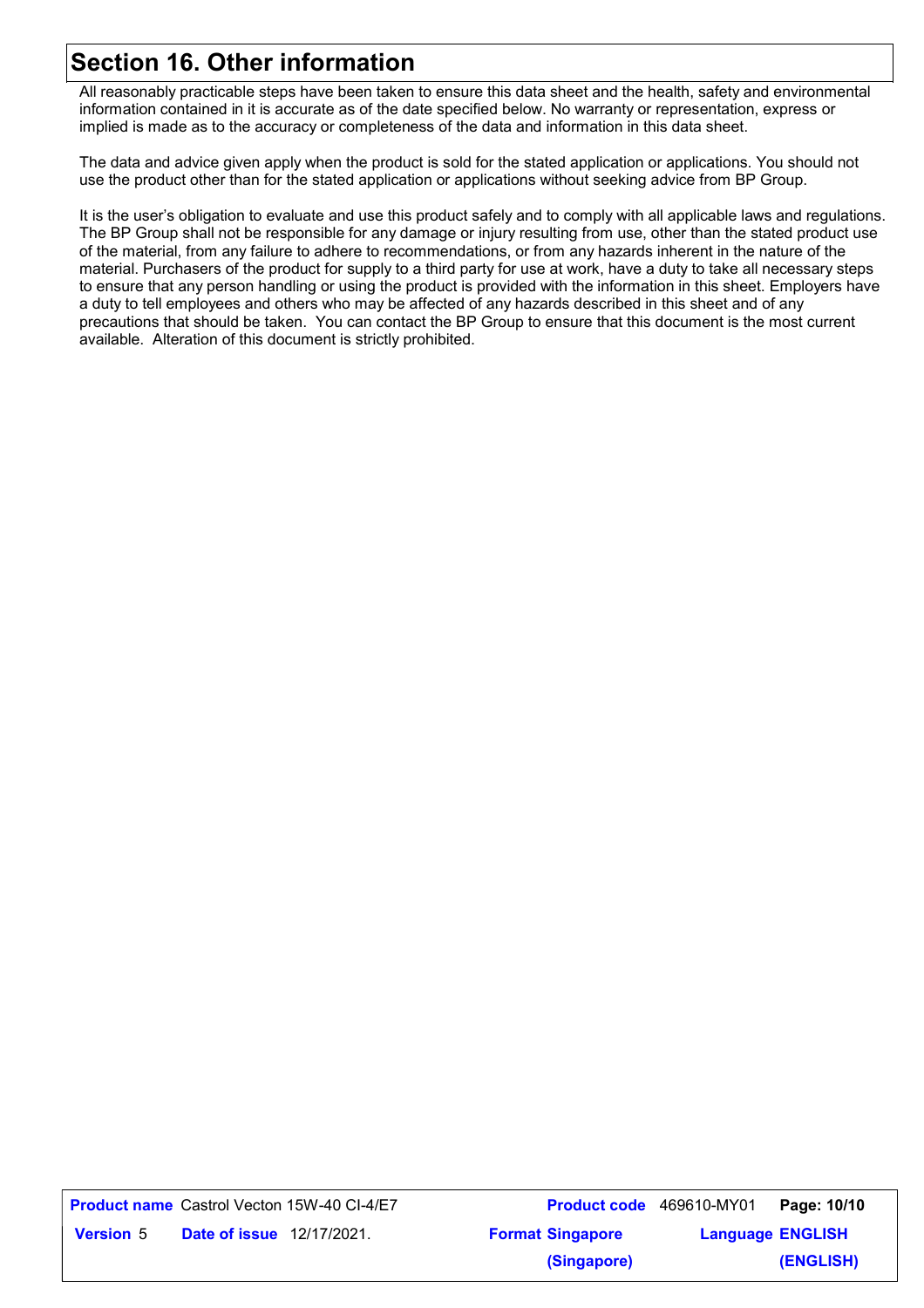## Section 16. Other information

All reasonably practicable steps have been taken to ensure this data sheet and the health, safety and environmental information contained in it is accurate as of the date specified below. No warranty or representation, express or implied is made as to the accuracy or completeness of the data and information in this data sheet.

The data and advice given apply when the product is sold for the stated application or applications. You should not use the product other than for the stated application or applications without seeking advice from BP Group.

It is the user's obligation to evaluate and use this product safely and to comply with all applicable laws and regulations. The BP Group shall not be responsible for any damage or injury resulting from use, other than the stated product use of the material, from any failure to adhere to recommendations, or from any hazards inherent in the nature of the material. Purchasers of the product for supply to a third party for use at work, have a duty to take all necessary steps to ensure that any person handling or using the product is provided with the information in this sheet. Employers have a duty to tell employees and others who may be affected of any hazards described in this sheet and of any precautions that should be taken. You can contact the BP Group to ensure that this document is the most current available. Alteration of this document is strictly prohibited.